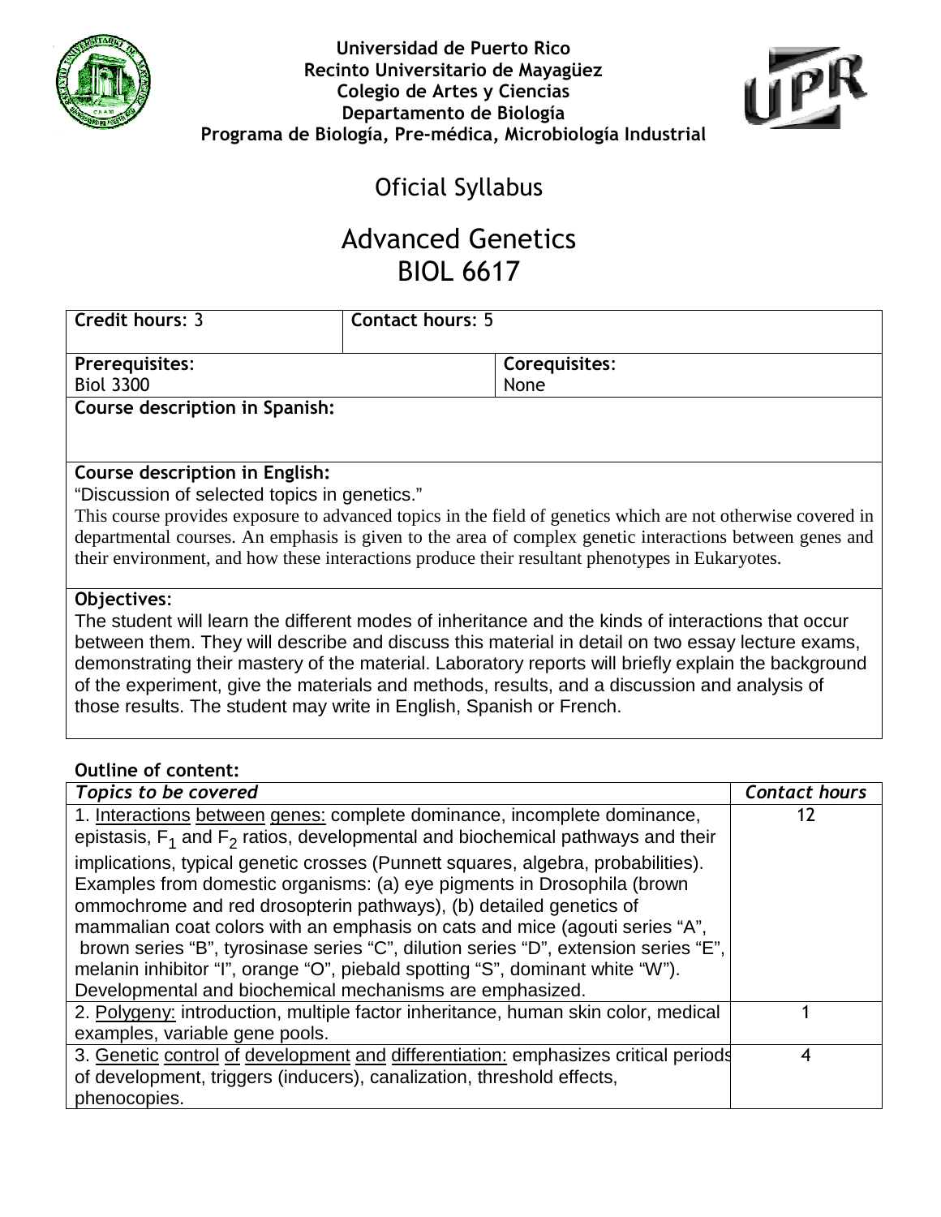**Universidad de Puerto Rico**
**Recinto Universitario de Mayagüez**
**Colegio de Artes y Ciencias**
**Departamento de Biología**
**Programa de Biología, Pre-médica, Microbiología Industrial**

# Oficial Syllabus

# Advanced Genetics
# BIOL 6617

| **Credit hours:** 3 | **Contact hours:** 5 |
|---|---|
| **Prerequisites:** Biol 3300 | **Corequisites:** None |

**Course description in Spanish:**

**Course description in English:**

"Discussion of selected topics in genetics."

This course provides exposure to advanced topics in the field of genetics which are not otherwise covered in departmental courses. An emphasis is given to the area of complex genetic interactions between genes and their environment, and how these interactions produce their resultant phenotypes in Eukaryotes.

**Objectives:**

The student will learn the different modes of inheritance and the kinds of interactions that occur between them. They will describe and discuss this material in detail on two essay lecture exams, demonstrating their mastery of the material. Laboratory reports will briefly explain the background of the experiment, give the materials and methods, results, and a discussion and analysis of those results. The student may write in English, Spanish or French.

**Outline of content:**

| ***Topics to be covered*** | ***Contact hours*** |
|---|---|
| 1. Interactions between genes: complete dominance, incomplete dominance, epistasis, $F_1$ and $F_2$ ratios, developmental and biochemical pathways and their implications, typical genetic crosses (Punnett squares, algebra, probabilities). Examples from domestic organisms: (a) eye pigments in Drosophila (brown ommochrome and red drosopterin pathways), (b) detailed genetics of mammalian coat colors with an emphasis on cats and mice (agouti series "A", brown series "B", tyrosinase series "C", dilution series "D", extension series "E", melanin inhibitor "I", orange "O", piebald spotting "S", dominant white "W"). Developmental and biochemical mechanisms are emphasized. | 12 |
| 2. Polygeny: introduction, multiple factor inheritance, human skin color, medical examples, variable gene pools. | 1 |
| 3. Genetic control of development and differentiation: emphasizes critical periods of development, triggers (inducers), canalization, threshold effects, phenocopies. | 4 |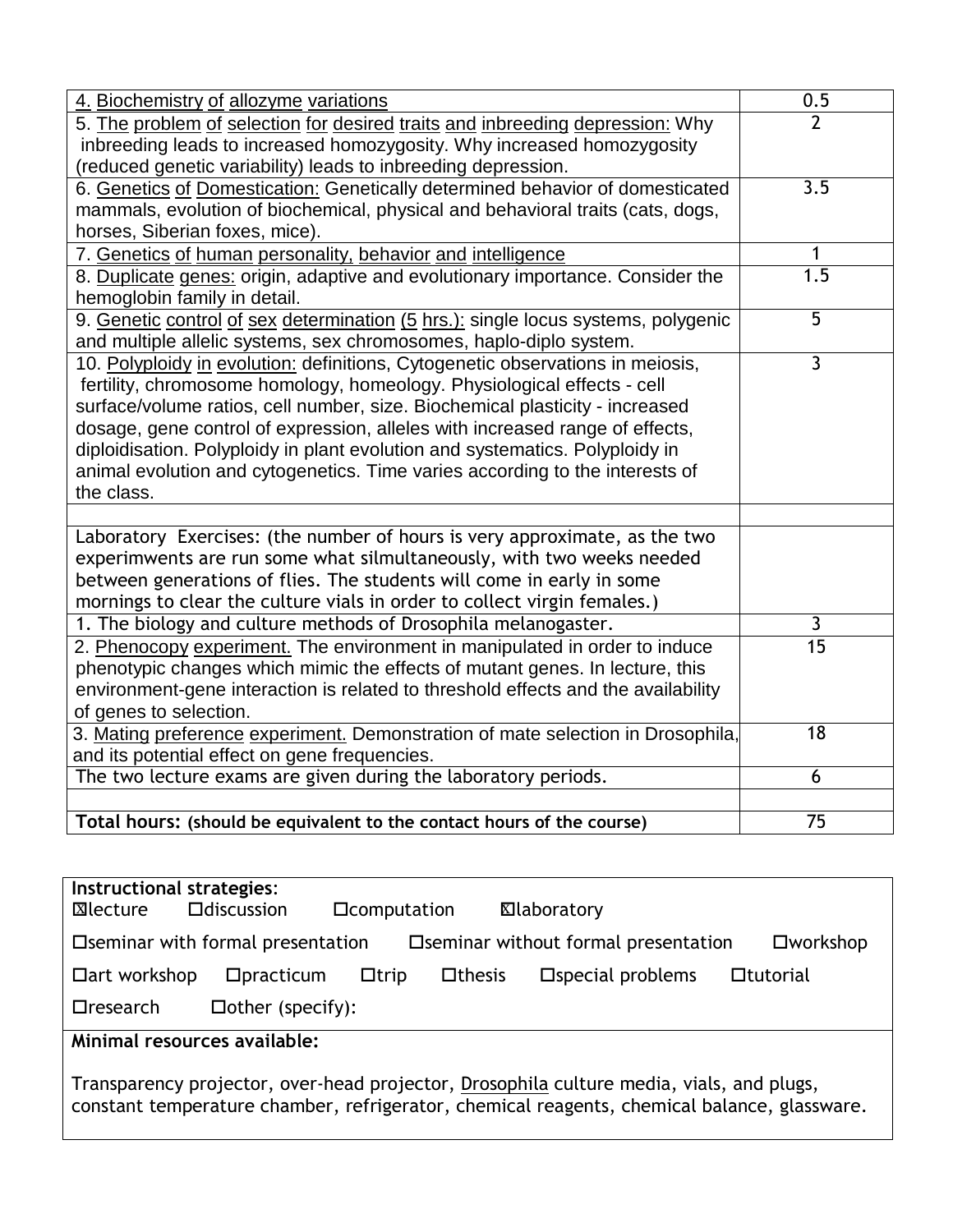| | |
|---|---|
| 4. Biochemistry of allozyme variations | 0.5 |
| 5. The problem of selection for desired traits and inbreeding depression: Why inbreeding leads to increased homozygosity. Why increased homozygosity (reduced genetic variability) leads to inbreeding depression. | 2 |
| 6. Genetics of Domestication: Genetically determined behavior of domesticated mammals, evolution of biochemical, physical and behavioral traits (cats, dogs, horses, Siberian foxes, mice). | 3.5 |
| 7. Genetics of human personality, behavior and intelligence | 1 |
| 8. Duplicate genes: origin, adaptive and evolutionary importance. Consider the hemoglobin family in detail. | 1.5 |
| 9. Genetic control of sex determination (5 hrs.): single locus systems, polygenic and multiple allelic systems, sex chromosomes, haplo-diplo system. | 5 |
| 10. Polyploidy in evolution: definitions, Cytogenetic observations in meiosis, fertility, chromosome homology, homeology. Physiological effects - cell surface/volume ratios, cell number, size. Biochemical plasticity - increased dosage, gene control of expression, alleles with increased range of effects, diploidisation. Polyploidy in plant evolution and systematics. Polyploidy in animal evolution and cytogenetics. Time varies according to the interests of the class. | 3 |
| | |
| Laboratory Exercises: (the number of hours is very approximate, as the two experimwents are run some what silmultaneously, with two weeks needed between generations of flies. The students will come in early in some mornings to clear the culture vials in order to collect virgin females.) | |
| 1. The biology and culture methods of Drosophila melanogaster. | 3 |
| 2. Phenocopy experiment. The environment in manipulated in order to induce phenotypic changes which mimic the effects of mutant genes. In lecture, this environment-gene interaction is related to threshold effects and the availability of genes to selection. | 15 |
| 3. Mating preference experiment. Demonstration of mate selection in Drosophila, and its potential effect on gene frequencies. | 18 |
| The two lecture exams are given during the laboratory periods. | 6 |
| | |
| **Total hours: (should be equivalent to the contact hours of the course)** | 75 |

**Instructional strategies:**

☒lecture ☐discussion ☐computation ☒laboratory

☐seminar with formal presentation ☐seminar without formal presentation ☐workshop

☐art workshop ☐practicum ☐trip ☐thesis ☐special problems ☐tutorial

☐research ☐other (specify):

**Minimal resources available:**

Transparency projector, over-head projector, Drosophila culture media, vials, and plugs, constant temperature chamber, refrigerator, chemical reagents, chemical balance, glassware.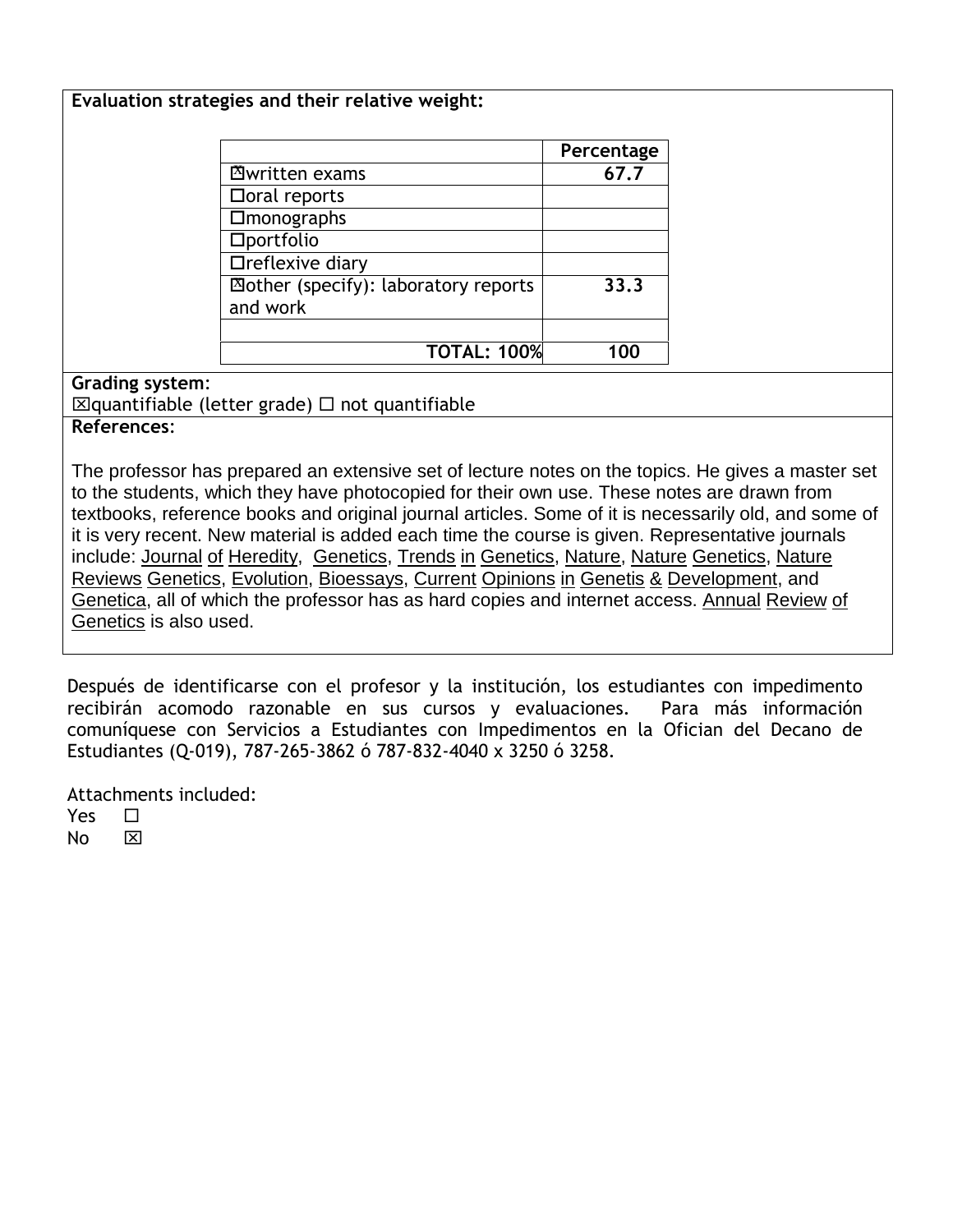**Evaluation strategies and their relative weight:**

| | Percentage |
|---|---|
| ☒written exams | **67.7** |
| ☐oral reports | |
| ☐monographs | |
| ☐portfolio | |
| ☐reflexive diary | |
| ☒other (specify): laboratory reports and work | **33.3** |
| | |
| **TOTAL: 100%** | **100** |

**Grading system**:
☒quantifiable (letter grade) ☐ not quantifiable

**References**:

The professor has prepared an extensive set of lecture notes on the topics. He gives a master set to the students, which they have photocopied for their own use. These notes are drawn from textbooks, reference books and original journal articles. Some of it is necessarily old, and some of it is very recent. New material is added each time the course is given. Representative journals include: Journal of Heredity, Genetics, Trends in Genetics, Nature, Nature Genetics, Nature Reviews Genetics, Evolution, Bioessays, Current Opinions in Genetis & Development, and Genetica, all of which the professor has as hard copies and internet access. Annual Review of Genetics is also used.

Después de identificarse con el profesor y la institución, los estudiantes con impedimento recibirán acomodo razonable en sus cursos y evaluaciones. Para más información comuníquese con Servicios a Estudiantes con Impedimentos en la Ofician del Decano de Estudiantes (Q-019), 787-265-3862 ó 787-832-4040 x 3250 ó 3258.

Attachments included:
Yes ☐
No ☒